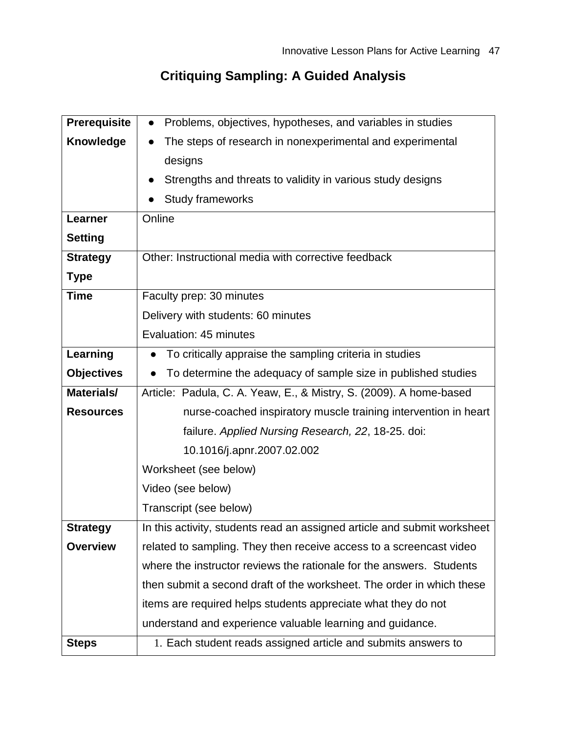# Critiquing Sampling: A Guided Analysis

| | |
|---|---|
| **Prerequisite Knowledge** | ● Problems, objectives, hypotheses, and variables in studies<br>● The steps of research in nonexperimental and experimental designs<br>● Strengths and threats to validity in various study designs<br>● Study frameworks |
| **Learner Setting** | Online |
| **Strategy Type** | Other: Instructional media with corrective feedback |
| **Time** | Faculty prep: 30 minutes<br>Delivery with students: 60 minutes<br>Evaluation: 45 minutes |
| **Learning Objectives** | ● To critically appraise the sampling criteria in studies<br>● To determine the adequacy of sample size in published studies |
| **Materials/ Resources** | Article: Padula, C. A. Yeaw, E., & Mistry, S. (2009). A home-based nurse-coached inspiratory muscle training intervention in heart failure. *Applied Nursing Research, 22*, 18-25. doi: 10.1016/j.apnr.2007.02.002<br>Worksheet (see below)<br>Video (see below)<br>Transcript (see below) |
| **Strategy Overview** | In this activity, students read an assigned article and submit worksheet related to sampling. They then receive access to a screencast video where the instructor reviews the rationale for the answers. Students then submit a second draft of the worksheet. The order in which these items are required helps students appreciate what they do not understand and experience valuable learning and guidance. |
| **Steps** | 1. Each student reads assigned article and submits answers to |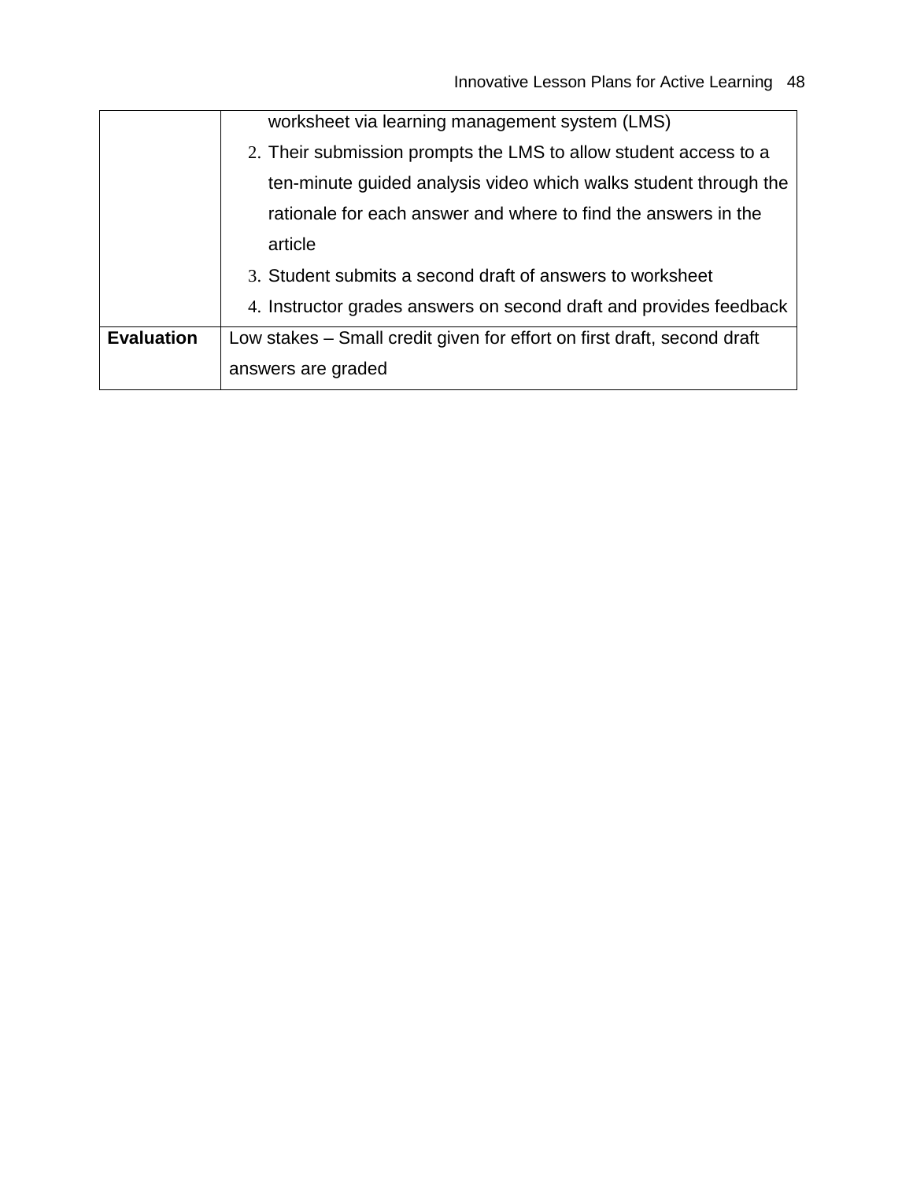| | |
|---|---|
| | worksheet via learning management system (LMS)<br>2. Their submission prompts the LMS to allow student access to a ten-minute guided analysis video which walks student through the rationale for each answer and where to find the answers in the article<br>3. Student submits a second draft of answers to worksheet<br>4. Instructor grades answers on second draft and provides feedback |
| **Evaluation** | Low stakes – Small credit given for effort on first draft, second draft answers are graded |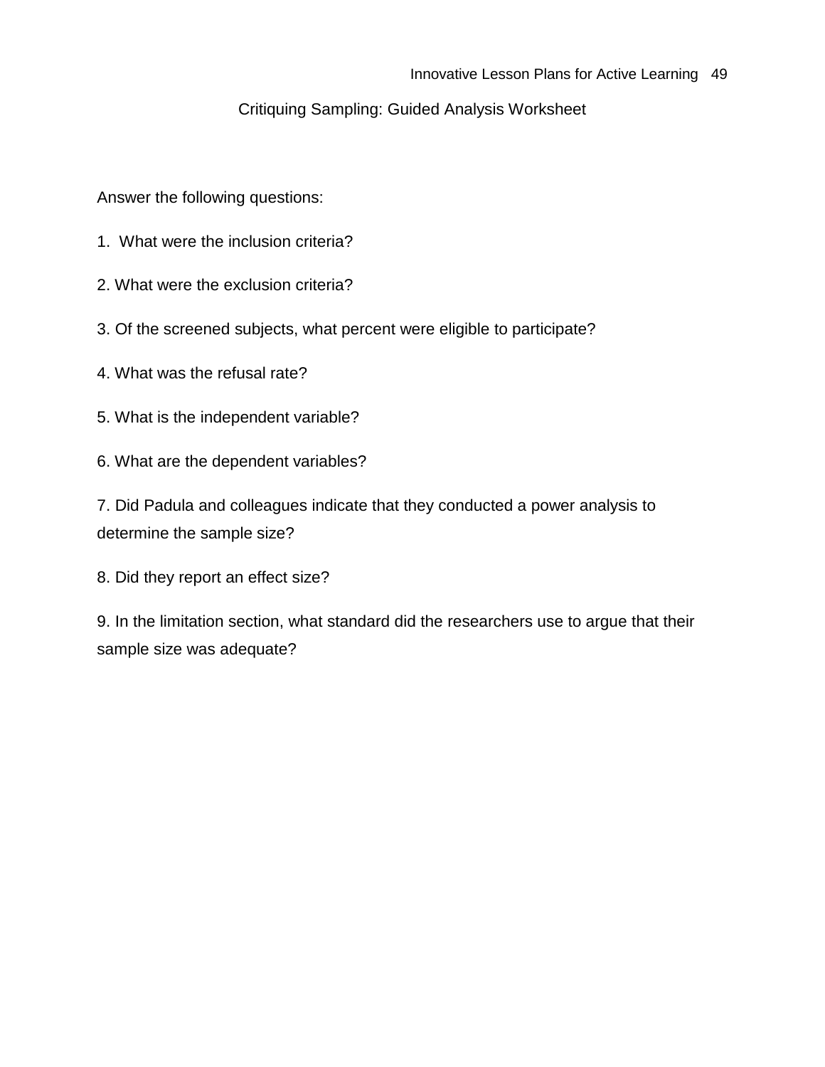## Critiquing Sampling: Guided Analysis Worksheet

Answer the following questions:

1. What were the inclusion criteria?

2. What were the exclusion criteria?

3. Of the screened subjects, what percent were eligible to participate?

4. What was the refusal rate?

5. What is the independent variable?

6. What are the dependent variables?

7. Did Padula and colleagues indicate that they conducted a power analysis to determine the sample size?

8. Did they report an effect size?

9. In the limitation section, what standard did the researchers use to argue that their sample size was adequate?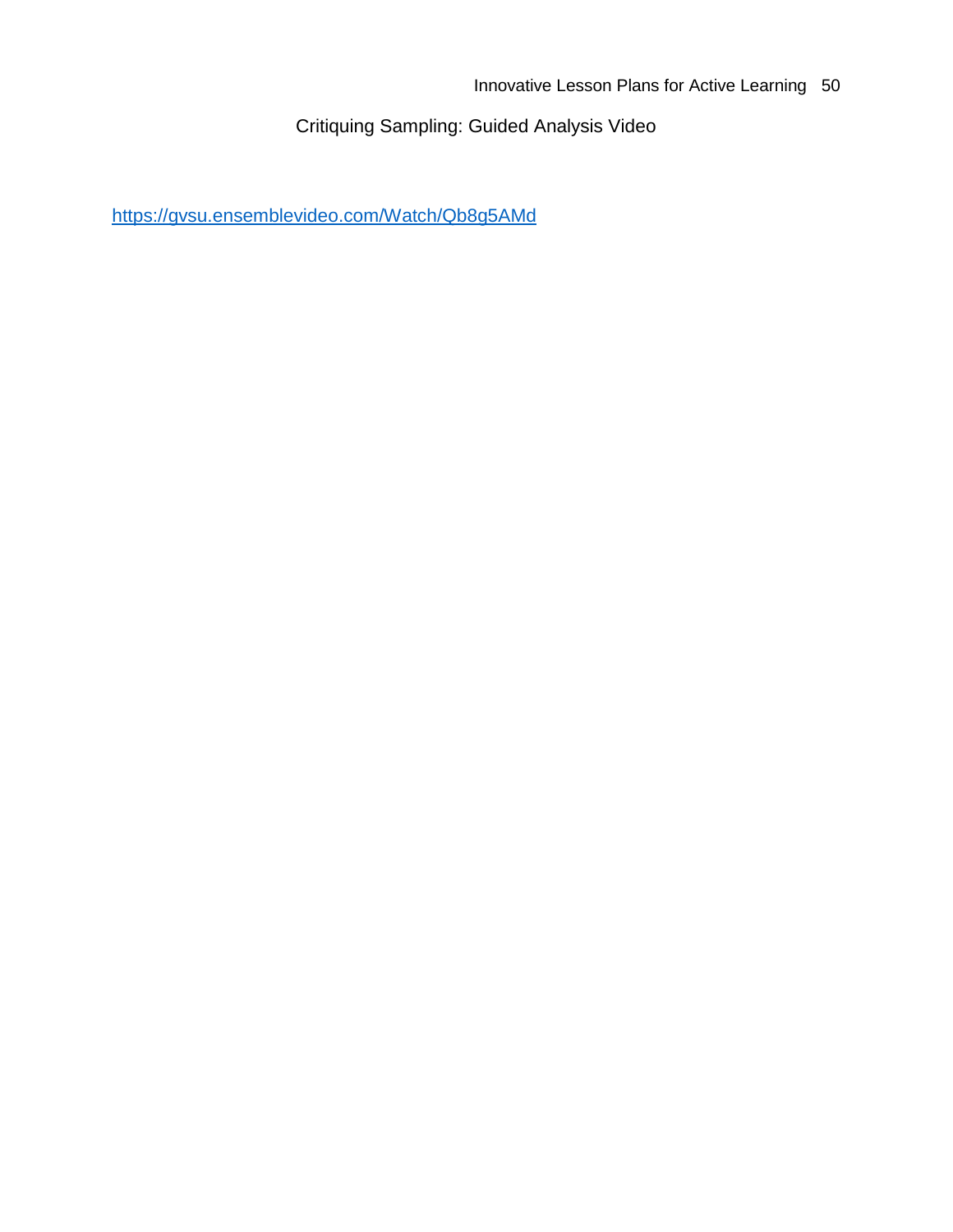# Critiquing Sampling: Guided Analysis Video

https://gvsu.ensemblevideo.com/Watch/Qb8g5AMd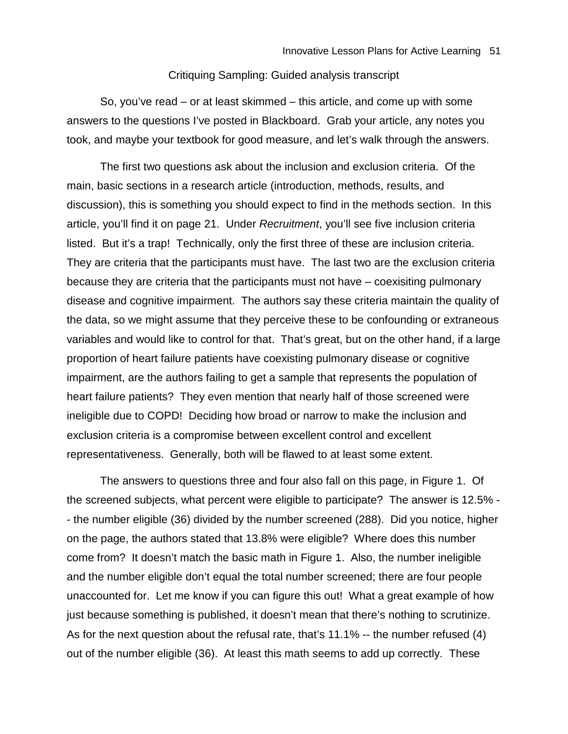## Critiquing Sampling: Guided analysis transcript

So, you've read – or at least skimmed – this article, and come up with some answers to the questions I've posted in Blackboard. Grab your article, any notes you took, and maybe your textbook for good measure, and let's walk through the answers.

The first two questions ask about the inclusion and exclusion criteria. Of the main, basic sections in a research article (introduction, methods, results, and discussion), this is something you should expect to find in the methods section. In this article, you'll find it on page 21. Under *Recruitment*, you'll see five inclusion criteria listed. But it's a trap! Technically, only the first three of these are inclusion criteria. They are criteria that the participants must have. The last two are the exclusion criteria because they are criteria that the participants must not have – coexisiting pulmonary disease and cognitive impairment. The authors say these criteria maintain the quality of the data, so we might assume that they perceive these to be confounding or extraneous variables and would like to control for that. That's great, but on the other hand, if a large proportion of heart failure patients have coexisting pulmonary disease or cognitive impairment, are the authors failing to get a sample that represents the population of heart failure patients? They even mention that nearly half of those screened were ineligible due to COPD! Deciding how broad or narrow to make the inclusion and exclusion criteria is a compromise between excellent control and excellent representativeness. Generally, both will be flawed to at least some extent.

The answers to questions three and four also fall on this page, in Figure 1. Of the screened subjects, what percent were eligible to participate? The answer is 12.5% -- the number eligible (36) divided by the number screened (288). Did you notice, higher on the page, the authors stated that 13.8% were eligible? Where does this number come from? It doesn't match the basic math in Figure 1. Also, the number ineligible and the number eligible don't equal the total number screened; there are four people unaccounted for. Let me know if you can figure this out! What a great example of how just because something is published, it doesn't mean that there's nothing to scrutinize. As for the next question about the refusal rate, that's 11.1% -- the number refused (4) out of the number eligible (36). At least this math seems to add up correctly. These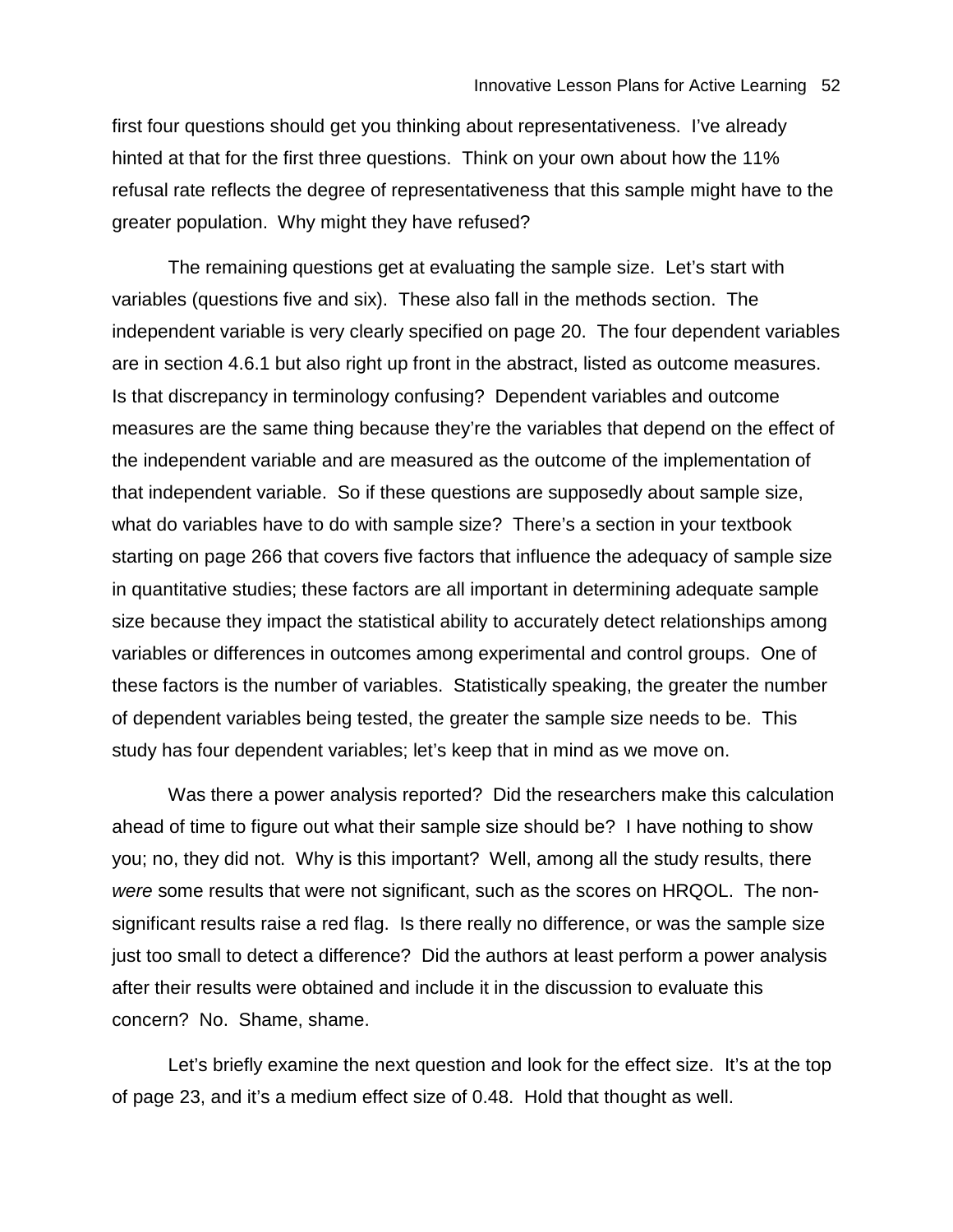first four questions should get you thinking about representativeness. I've already hinted at that for the first three questions. Think on your own about how the 11% refusal rate reflects the degree of representativeness that this sample might have to the greater population. Why might they have refused?

The remaining questions get at evaluating the sample size. Let's start with variables (questions five and six). These also fall in the methods section. The independent variable is very clearly specified on page 20. The four dependent variables are in section 4.6.1 but also right up front in the abstract, listed as outcome measures. Is that discrepancy in terminology confusing? Dependent variables and outcome measures are the same thing because they're the variables that depend on the effect of the independent variable and are measured as the outcome of the implementation of that independent variable. So if these questions are supposedly about sample size, what do variables have to do with sample size? There's a section in your textbook starting on page 266 that covers five factors that influence the adequacy of sample size in quantitative studies; these factors are all important in determining adequate sample size because they impact the statistical ability to accurately detect relationships among variables or differences in outcomes among experimental and control groups. One of these factors is the number of variables. Statistically speaking, the greater the number of dependent variables being tested, the greater the sample size needs to be. This study has four dependent variables; let's keep that in mind as we move on.

Was there a power analysis reported? Did the researchers make this calculation ahead of time to figure out what their sample size should be? I have nothing to show you; no, they did not. Why is this important? Well, among all the study results, there *were* some results that were not significant, such as the scores on HRQOL. The non-significant results raise a red flag. Is there really no difference, or was the sample size just too small to detect a difference? Did the authors at least perform a power analysis after their results were obtained and include it in the discussion to evaluate this concern? No. Shame, shame.

Let's briefly examine the next question and look for the effect size. It's at the top of page 23, and it's a medium effect size of 0.48. Hold that thought as well.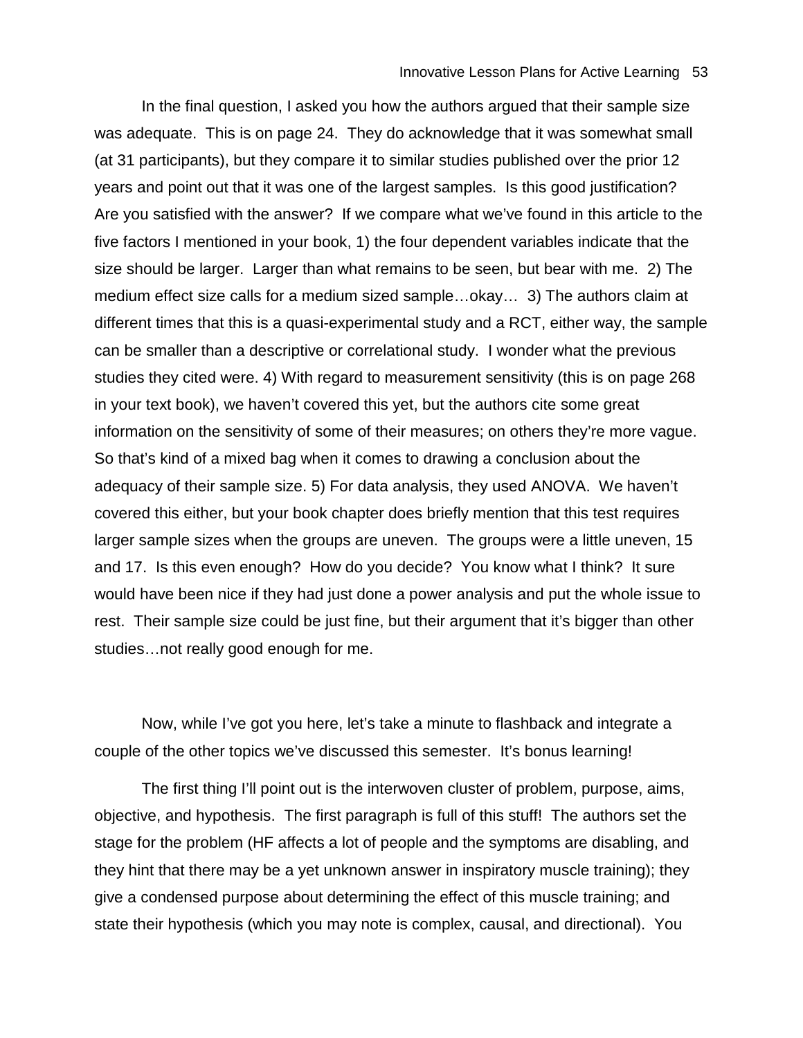In the final question, I asked you how the authors argued that their sample size was adequate. This is on page 24. They do acknowledge that it was somewhat small (at 31 participants), but they compare it to similar studies published over the prior 12 years and point out that it was one of the largest samples. Is this good justification? Are you satisfied with the answer? If we compare what we've found in this article to the five factors I mentioned in your book, 1) the four dependent variables indicate that the size should be larger. Larger than what remains to be seen, but bear with me. 2) The medium effect size calls for a medium sized sample…okay… 3) The authors claim at different times that this is a quasi-experimental study and a RCT, either way, the sample can be smaller than a descriptive or correlational study. I wonder what the previous studies they cited were. 4) With regard to measurement sensitivity (this is on page 268 in your text book), we haven't covered this yet, but the authors cite some great information on the sensitivity of some of their measures; on others they're more vague. So that's kind of a mixed bag when it comes to drawing a conclusion about the adequacy of their sample size. 5) For data analysis, they used ANOVA. We haven't covered this either, but your book chapter does briefly mention that this test requires larger sample sizes when the groups are uneven. The groups were a little uneven, 15 and 17. Is this even enough? How do you decide? You know what I think? It sure would have been nice if they had just done a power analysis and put the whole issue to rest. Their sample size could be just fine, but their argument that it's bigger than other studies…not really good enough for me.

Now, while I've got you here, let's take a minute to flashback and integrate a couple of the other topics we've discussed this semester. It's bonus learning!

The first thing I'll point out is the interwoven cluster of problem, purpose, aims, objective, and hypothesis. The first paragraph is full of this stuff! The authors set the stage for the problem (HF affects a lot of people and the symptoms are disabling, and they hint that there may be a yet unknown answer in inspiratory muscle training); they give a condensed purpose about determining the effect of this muscle training; and state their hypothesis (which you may note is complex, causal, and directional). You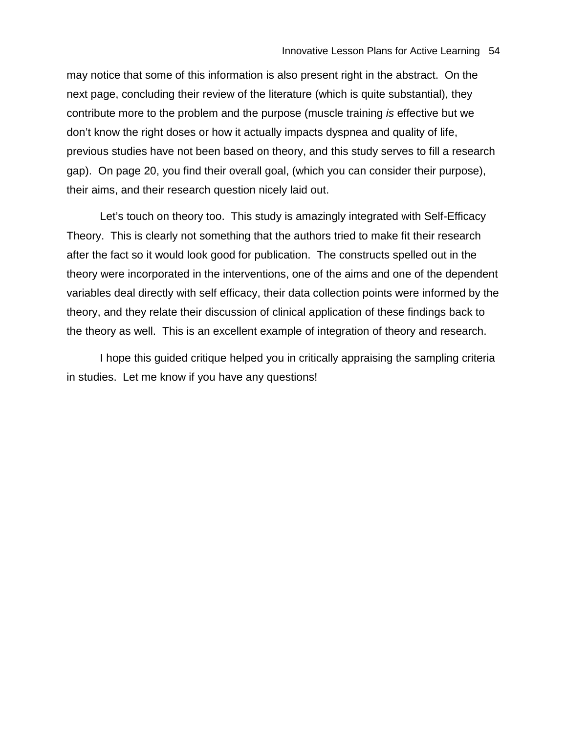may notice that some of this information is also present right in the abstract. On the next page, concluding their review of the literature (which is quite substantial), they contribute more to the problem and the purpose (muscle training *is* effective but we don't know the right doses or how it actually impacts dyspnea and quality of life, previous studies have not been based on theory, and this study serves to fill a research gap). On page 20, you find their overall goal, (which you can consider their purpose), their aims, and their research question nicely laid out.

Let's touch on theory too. This study is amazingly integrated with Self-Efficacy Theory. This is clearly not something that the authors tried to make fit their research after the fact so it would look good for publication. The constructs spelled out in the theory were incorporated in the interventions, one of the aims and one of the dependent variables deal directly with self efficacy, their data collection points were informed by the theory, and they relate their discussion of clinical application of these findings back to the theory as well. This is an excellent example of integration of theory and research.

I hope this guided critique helped you in critically appraising the sampling criteria in studies. Let me know if you have any questions!